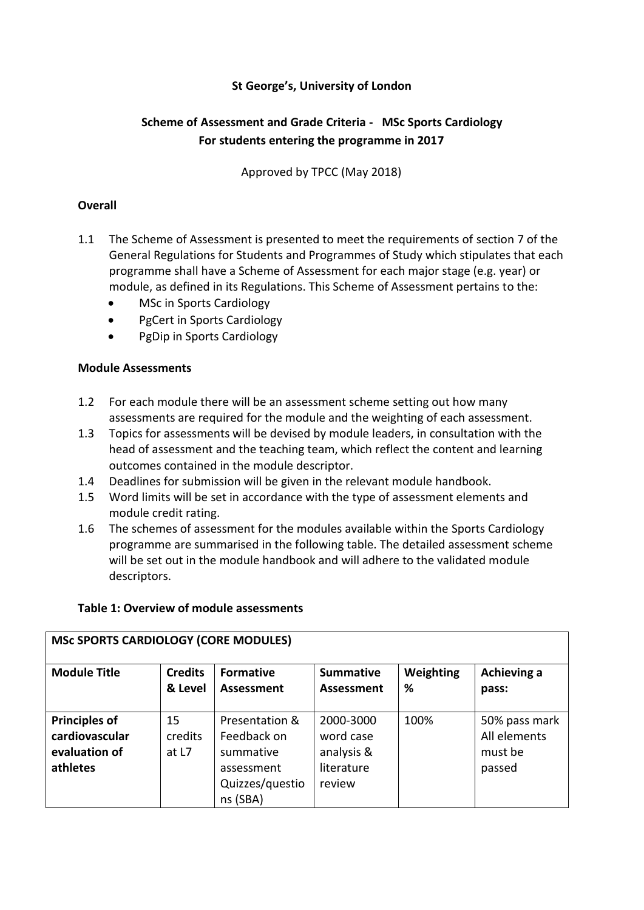**St George's, University of London**

## Scheme of Assessment and Grade Criteria - MSc Sports Cardiology
## For students entering the programme in 2017

Approved by TPCC (May 2018)

### Overall

1.1 The Scheme of Assessment is presented to meet the requirements of section 7 of the General Regulations for Students and Programmes of Study which stipulates that each programme shall have a Scheme of Assessment for each major stage (e.g. year) or module, as defined in its Regulations. This Scheme of Assessment pertains to the:
- MSc in Sports Cardiology
- PgCert in Sports Cardiology
- PgDip in Sports Cardiology

### Module Assessments

1.2 For each module there will be an assessment scheme setting out how many assessments are required for the module and the weighting of each assessment.

1.3 Topics for assessments will be devised by module leaders, in consultation with the head of assessment and the teaching team, which reflect the content and learning outcomes contained in the module descriptor.

1.4 Deadlines for submission will be given in the relevant module handbook.

1.5 Word limits will be set in accordance with the type of assessment elements and module credit rating.

1.6 The schemes of assessment for the modules available within the Sports Cardiology programme are summarised in the following table. The detailed assessment scheme will be set out in the module handbook and will adhere to the validated module descriptors.

**Table 1: Overview of module assessments**

| MSc SPORTS CARDIOLOGY (CORE MODULES) | | | | | |
|---|---|---|---|---|---|
| **Module Title** | **Credits & Level** | **Formative Assessment** | **Summative Assessment** | **Weighting %** | **Achieving a pass:** |
| **Principles of cardiovascular evaluation of athletes** | 15 credits at L7 | Presentation & Feedback on summative assessment Quizzes/questions (SBA) | 2000-3000 word case analysis & literature review | 100% | 50% pass mark All elements must be passed |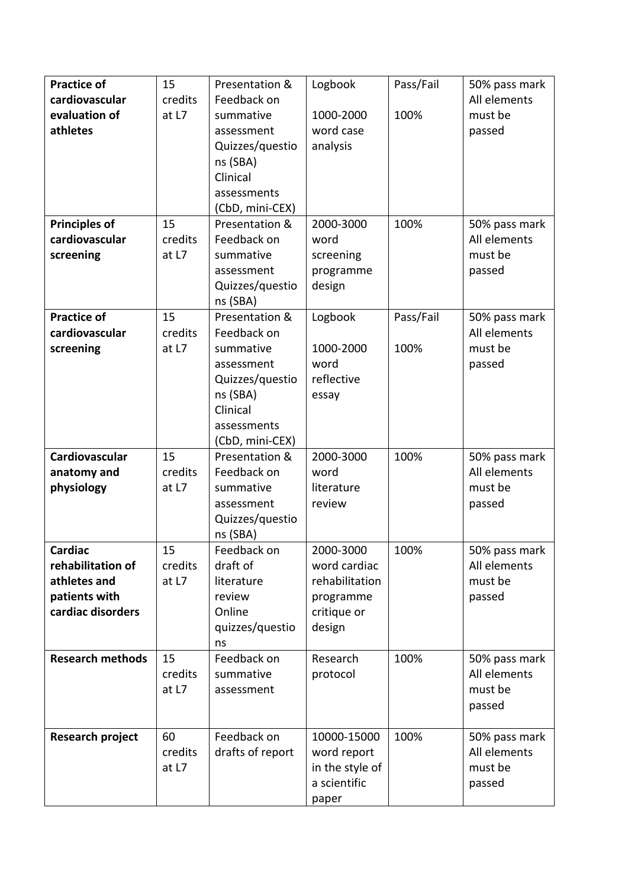| **Practice of cardiovascular evaluation of athletes** | 15 credits at L7 | Presentation & Feedback on summative assessment Quizzes/questions (SBA) Clinical assessments (CbD, mini-CEX) | Logbook<br><br>1000-2000 word case analysis | Pass/Fail<br><br>100% | 50% pass mark All elements must be passed |
|---|---|---|---|---|---|
| **Principles of cardiovascular screening** | 15 credits at L7 | Presentation & Feedback on summative assessment Quizzes/questions (SBA) | 2000-3000 word screening programme design | 100% | 50% pass mark All elements must be passed |
| **Practice of cardiovascular screening** | 15 credits at L7 | Presentation & Feedback on summative assessment Quizzes/questions (SBA) Clinical assessments (CbD, mini-CEX) | Logbook<br><br>1000-2000 word reflective essay | Pass/Fail<br><br>100% | 50% pass mark All elements must be passed |
| **Cardiovascular anatomy and physiology** | 15 credits at L7 | Presentation & Feedback on summative assessment Quizzes/questions (SBA) | 2000-3000 word literature review | 100% | 50% pass mark All elements must be passed |
| **Cardiac rehabilitation of athletes and patients with cardiac disorders** | 15 credits at L7 | Feedback on draft of literature review Online quizzes/questions | 2000-3000 word cardiac rehabilitation programme critique or design | 100% | 50% pass mark All elements must be passed |
| **Research methods** | 15 credits at L7 | Feedback on summative assessment | Research protocol | 100% | 50% pass mark All elements must be passed |
| **Research project** | 60 credits at L7 | Feedback on drafts of report | 10000-15000 word report in the style of a scientific paper | 100% | 50% pass mark All elements must be passed |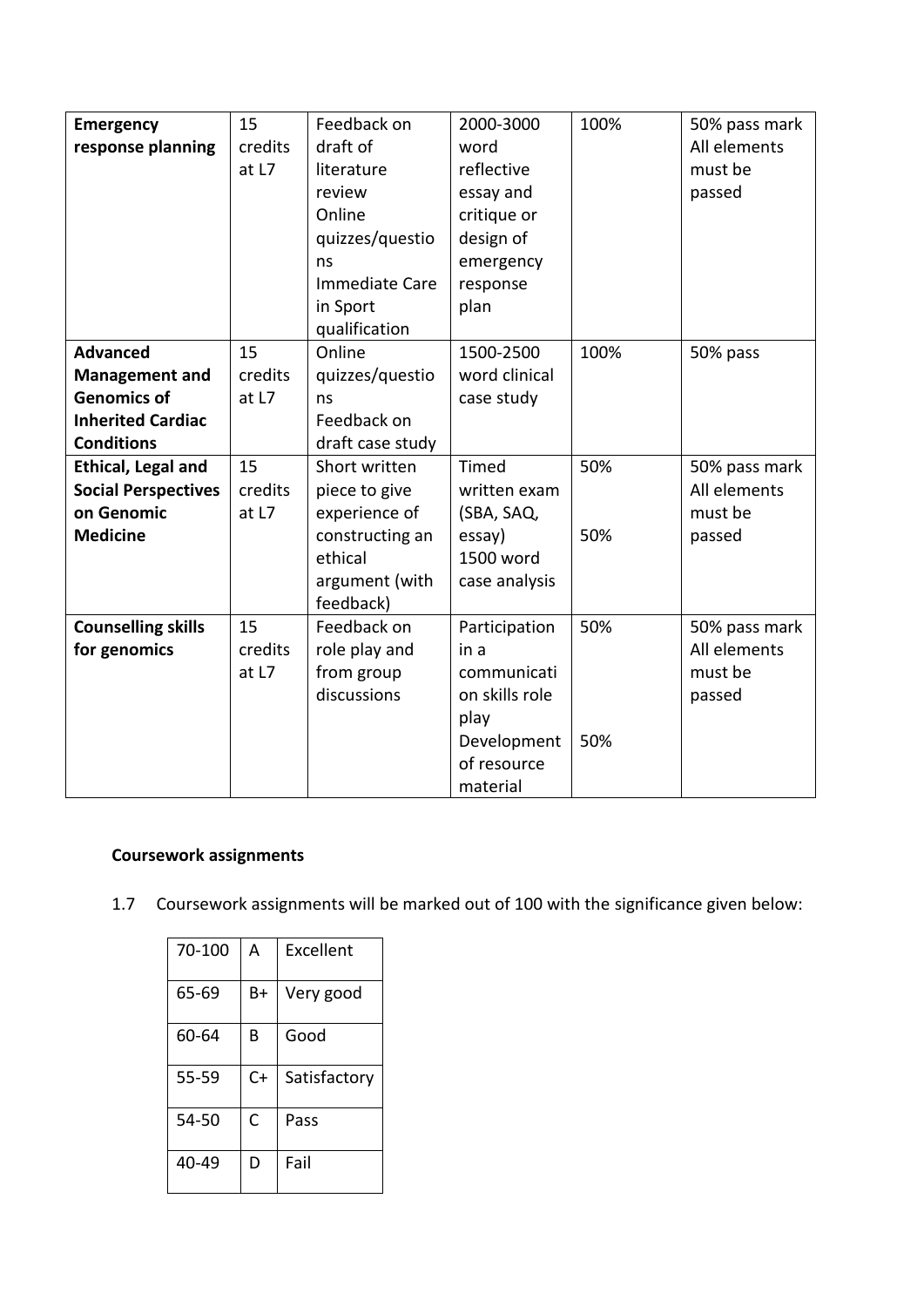| | | | | | |
|---|---|---|---|---|---|
| **Emergency response planning** | 15 credits at L7 | Feedback on draft of literature review<br>Online quizzes/questions<br>Immediate Care in Sport qualification | 2000-3000 word reflective essay and critique or design of emergency response plan | 100% | 50% pass mark<br>All elements must be passed |
| **Advanced Management and Genomics of Inherited Cardiac Conditions** | 15 credits at L7 | Online quizzes/questions<br>Feedback on draft case study | 1500-2500 word clinical case study | 100% | 50% pass |
| **Ethical, Legal and Social Perspectives on Genomic Medicine** | 15 credits at L7 | Short written piece to give experience of constructing an ethical argument (with feedback) | Timed written exam (SBA, SAQ, essay)<br>1500 word case analysis | 50%<br>50% | 50% pass mark<br>All elements must be passed |
| **Counselling skills for genomics** | 15 credits at L7 | Feedback on role play and from group discussions | Participation in a communication skills role play<br>Development of resource material | 50%<br>50% | 50% pass mark<br>All elements must be passed |

**Coursework assignments**

1.7 Coursework assignments will be marked out of 100 with the significance given below:

| | | |
|---|---|---|
| 70-100 | A | Excellent |
| 65-69 | B+ | Very good |
| 60-64 | B | Good |
| 55-59 | C+ | Satisfactory |
| 54-50 | C | Pass |
| 40-49 | D | Fail |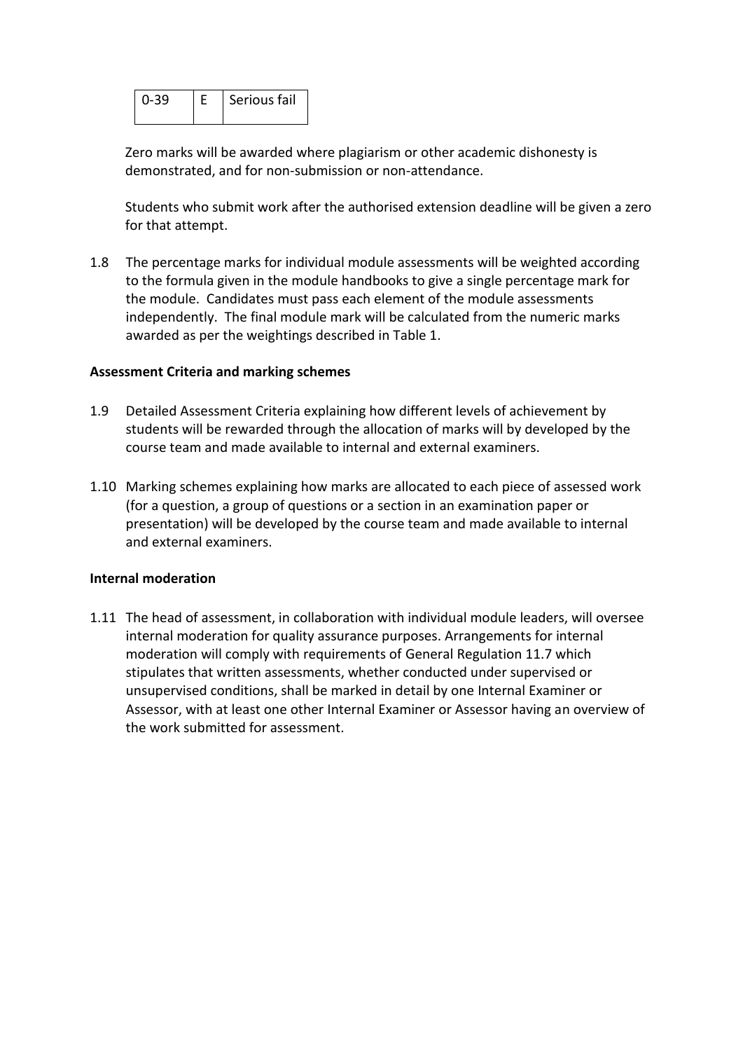| 0-39 | E | Serious fail |
|---|---|---|

Zero marks will be awarded where plagiarism or other academic dishonesty is demonstrated, and for non-submission or non-attendance.

Students who submit work after the authorised extension deadline will be given a zero for that attempt.

1.8 The percentage marks for individual module assessments will be weighted according to the formula given in the module handbooks to give a single percentage mark for the module. Candidates must pass each element of the module assessments independently. The final module mark will be calculated from the numeric marks awarded as per the weightings described in Table 1.

**Assessment Criteria and marking schemes**

1.9 Detailed Assessment Criteria explaining how different levels of achievement by students will be rewarded through the allocation of marks will by developed by the course team and made available to internal and external examiners.

1.10 Marking schemes explaining how marks are allocated to each piece of assessed work (for a question, a group of questions or a section in an examination paper or presentation) will be developed by the course team and made available to internal and external examiners.

**Internal moderation**

1.11 The head of assessment, in collaboration with individual module leaders, will oversee internal moderation for quality assurance purposes. Arrangements for internal moderation will comply with requirements of General Regulation 11.7 which stipulates that written assessments, whether conducted under supervised or unsupervised conditions, shall be marked in detail by one Internal Examiner or Assessor, with at least one other Internal Examiner or Assessor having an overview of the work submitted for assessment.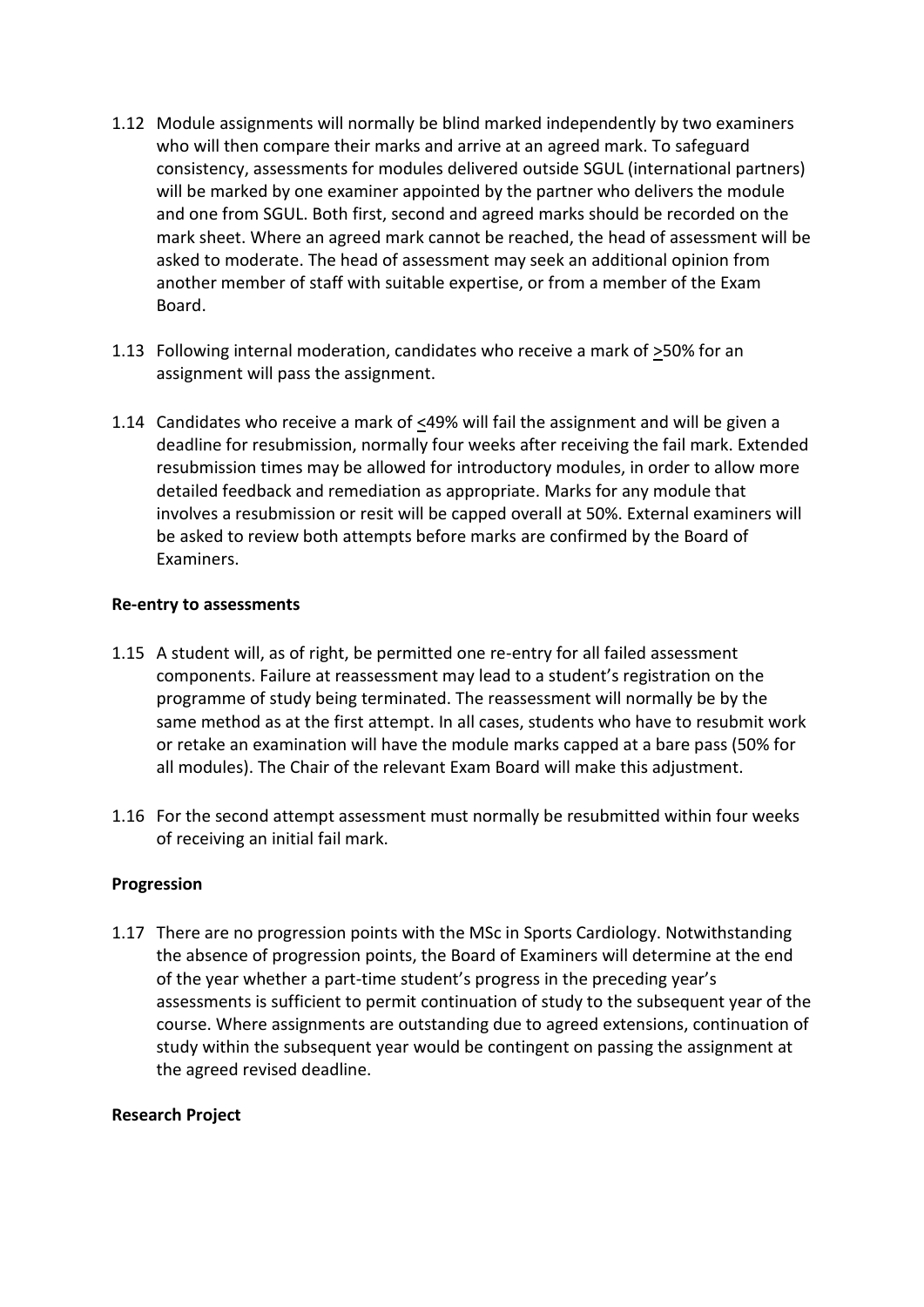1.12 Module assignments will normally be blind marked independently by two examiners who will then compare their marks and arrive at an agreed mark. To safeguard consistency, assessments for modules delivered outside SGUL (international partners) will be marked by one examiner appointed by the partner who delivers the module and one from SGUL. Both first, second and agreed marks should be recorded on the mark sheet. Where an agreed mark cannot be reached, the head of assessment will be asked to moderate. The head of assessment may seek an additional opinion from another member of staff with suitable expertise, or from a member of the Exam Board.

1.13 Following internal moderation, candidates who receive a mark of ≥50% for an assignment will pass the assignment.

1.14 Candidates who receive a mark of ≤49% will fail the assignment and will be given a deadline for resubmission, normally four weeks after receiving the fail mark. Extended resubmission times may be allowed for introductory modules, in order to allow more detailed feedback and remediation as appropriate. Marks for any module that involves a resubmission or resit will be capped overall at 50%. External examiners will be asked to review both attempts before marks are confirmed by the Board of Examiners.

**Re-entry to assessments**

1.15 A student will, as of right, be permitted one re-entry for all failed assessment components. Failure at reassessment may lead to a student's registration on the programme of study being terminated. The reassessment will normally be by the same method as at the first attempt. In all cases, students who have to resubmit work or retake an examination will have the module marks capped at a bare pass (50% for all modules). The Chair of the relevant Exam Board will make this adjustment.

1.16 For the second attempt assessment must normally be resubmitted within four weeks of receiving an initial fail mark.

**Progression**

1.17 There are no progression points with the MSc in Sports Cardiology. Notwithstanding the absence of progression points, the Board of Examiners will determine at the end of the year whether a part-time student's progress in the preceding year's assessments is sufficient to permit continuation of study to the subsequent year of the course. Where assignments are outstanding due to agreed extensions, continuation of study within the subsequent year would be contingent on passing the assignment at the agreed revised deadline.

**Research Project**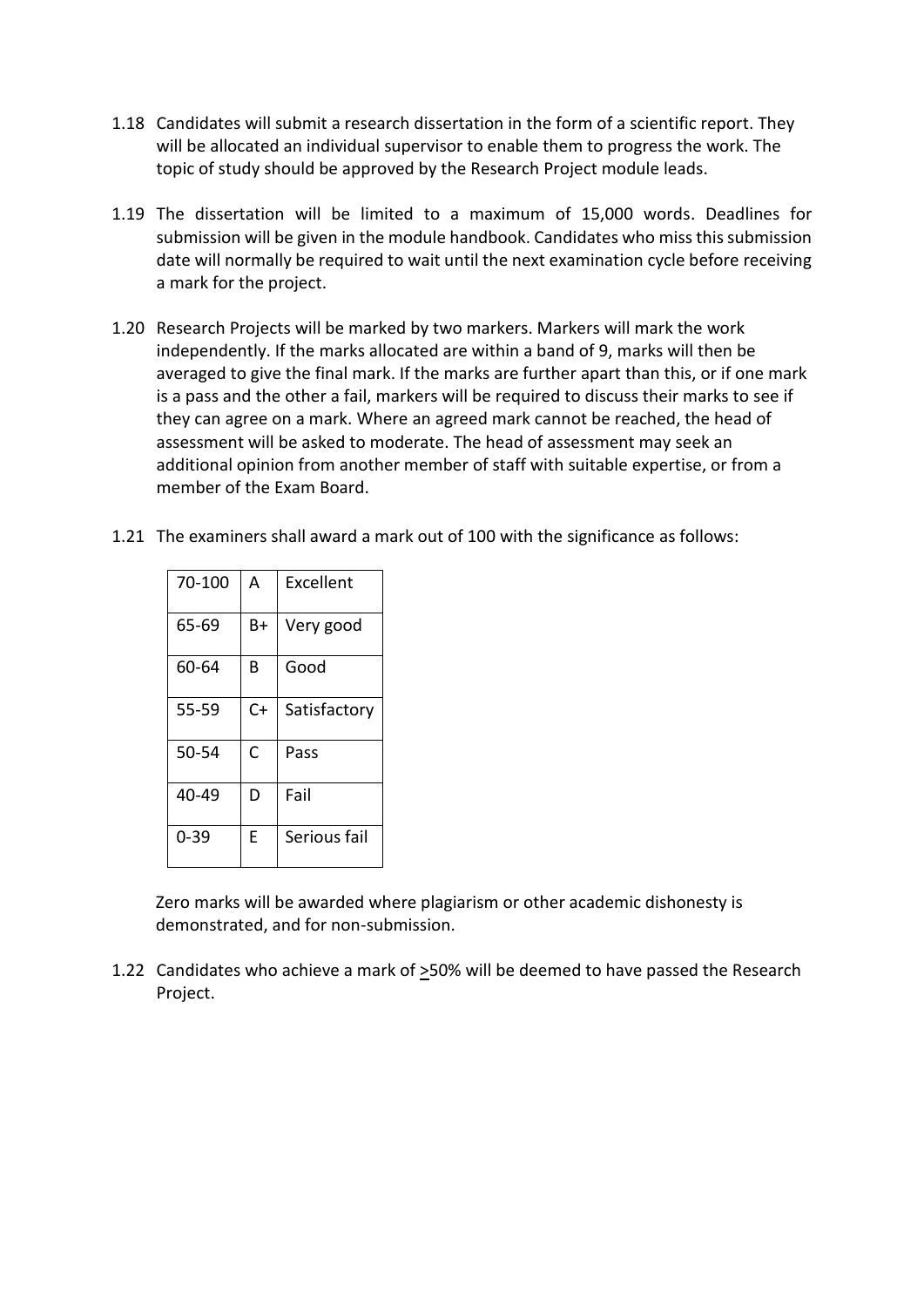1.18 Candidates will submit a research dissertation in the form of a scientific report. They will be allocated an individual supervisor to enable them to progress the work. The topic of study should be approved by the Research Project module leads.

1.19 The dissertation will be limited to a maximum of 15,000 words. Deadlines for submission will be given in the module handbook. Candidates who miss this submission date will normally be required to wait until the next examination cycle before receiving a mark for the project.

1.20 Research Projects will be marked by two markers. Markers will mark the work independently. If the marks allocated are within a band of 9, marks will then be averaged to give the final mark. If the marks are further apart than this, or if one mark is a pass and the other a fail, markers will be required to discuss their marks to see if they can agree on a mark. Where an agreed mark cannot be reached, the head of assessment will be asked to moderate. The head of assessment may seek an additional opinion from another member of staff with suitable expertise, or from a member of the Exam Board.

1.21 The examiners shall award a mark out of 100 with the significance as follows:

| | | |
|---|---|---|
| 70-100 | A | Excellent |
| 65-69 | B+ | Very good |
| 60-64 | B | Good |
| 55-59 | C+ | Satisfactory |
| 50-54 | C | Pass |
| 40-49 | D | Fail |
| 0-39 | E | Serious fail |

Zero marks will be awarded where plagiarism or other academic dishonesty is demonstrated, and for non-submission.

1.22 Candidates who achieve a mark of ≥50% will be deemed to have passed the Research Project.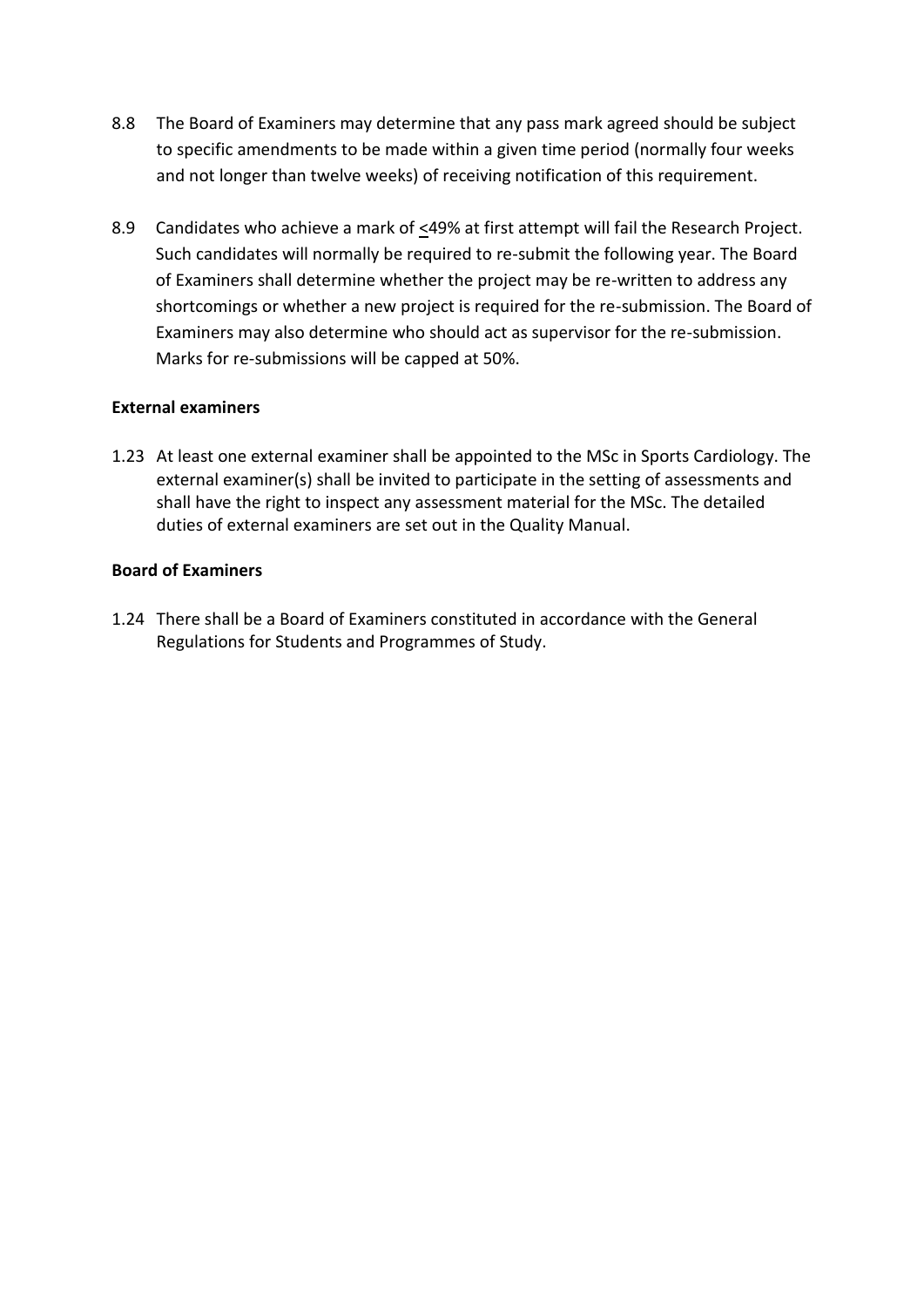8.8 The Board of Examiners may determine that any pass mark agreed should be subject to specific amendments to be made within a given time period (normally four weeks and not longer than twelve weeks) of receiving notification of this requirement.

8.9 Candidates who achieve a mark of ≤49% at first attempt will fail the Research Project. Such candidates will normally be required to re-submit the following year. The Board of Examiners shall determine whether the project may be re-written to address any shortcomings or whether a new project is required for the re-submission. The Board of Examiners may also determine who should act as supervisor for the re-submission. Marks for re-submissions will be capped at 50%.

**External examiners**

1.23 At least one external examiner shall be appointed to the MSc in Sports Cardiology. The external examiner(s) shall be invited to participate in the setting of assessments and shall have the right to inspect any assessment material for the MSc. The detailed duties of external examiners are set out in the Quality Manual.

**Board of Examiners**

1.24 There shall be a Board of Examiners constituted in accordance with the General Regulations for Students and Programmes of Study.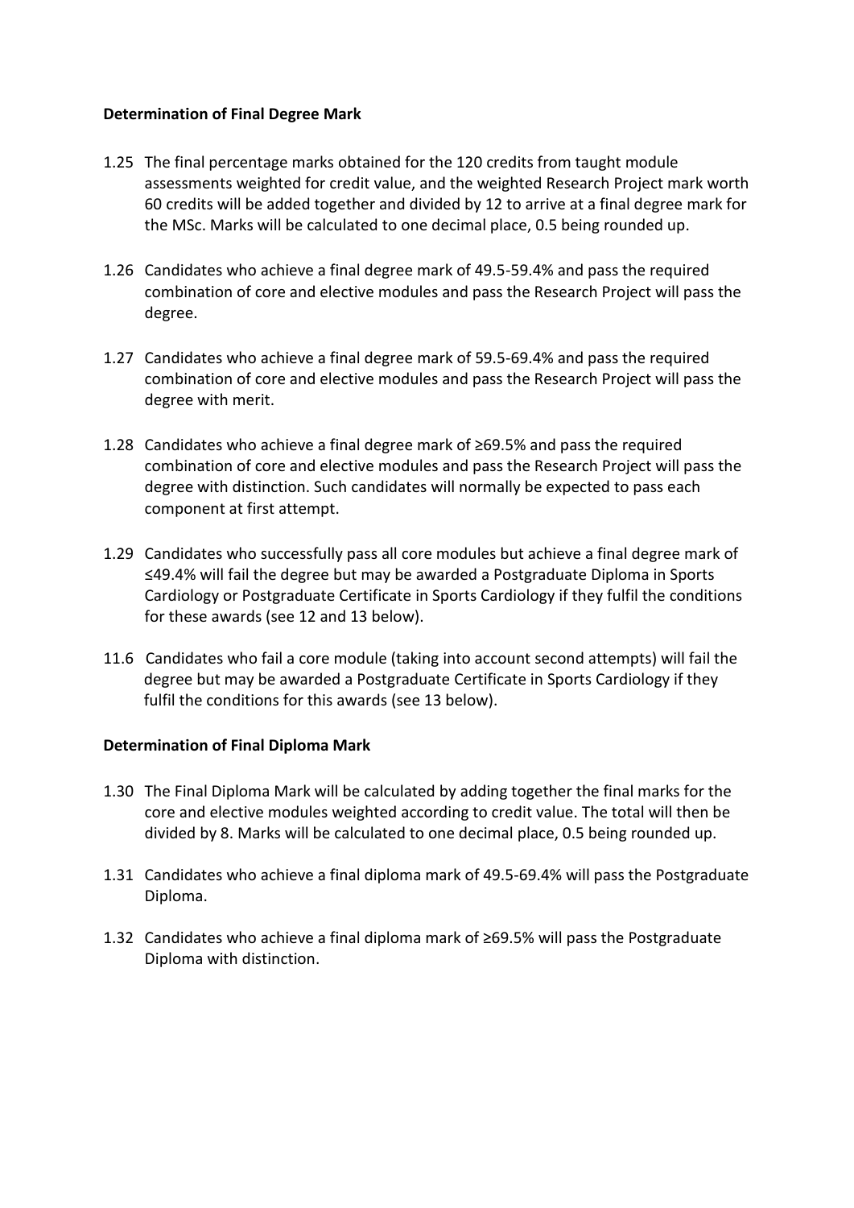**Determination of Final Degree Mark**

1.25 The final percentage marks obtained for the 120 credits from taught module assessments weighted for credit value, and the weighted Research Project mark worth 60 credits will be added together and divided by 12 to arrive at a final degree mark for the MSc. Marks will be calculated to one decimal place, 0.5 being rounded up.

1.26 Candidates who achieve a final degree mark of 49.5-59.4% and pass the required combination of core and elective modules and pass the Research Project will pass the degree.

1.27 Candidates who achieve a final degree mark of 59.5-69.4% and pass the required combination of core and elective modules and pass the Research Project will pass the degree with merit.

1.28 Candidates who achieve a final degree mark of ≥69.5% and pass the required combination of core and elective modules and pass the Research Project will pass the degree with distinction. Such candidates will normally be expected to pass each component at first attempt.

1.29 Candidates who successfully pass all core modules but achieve a final degree mark of ≤49.4% will fail the degree but may be awarded a Postgraduate Diploma in Sports Cardiology or Postgraduate Certificate in Sports Cardiology if they fulfil the conditions for these awards (see 12 and 13 below).

11.6 Candidates who fail a core module (taking into account second attempts) will fail the degree but may be awarded a Postgraduate Certificate in Sports Cardiology if they fulfil the conditions for this awards (see 13 below).

**Determination of Final Diploma Mark**

1.30 The Final Diploma Mark will be calculated by adding together the final marks for the core and elective modules weighted according to credit value. The total will then be divided by 8. Marks will be calculated to one decimal place, 0.5 being rounded up.

1.31 Candidates who achieve a final diploma mark of 49.5-69.4% will pass the Postgraduate Diploma.

1.32 Candidates who achieve a final diploma mark of ≥69.5% will pass the Postgraduate Diploma with distinction.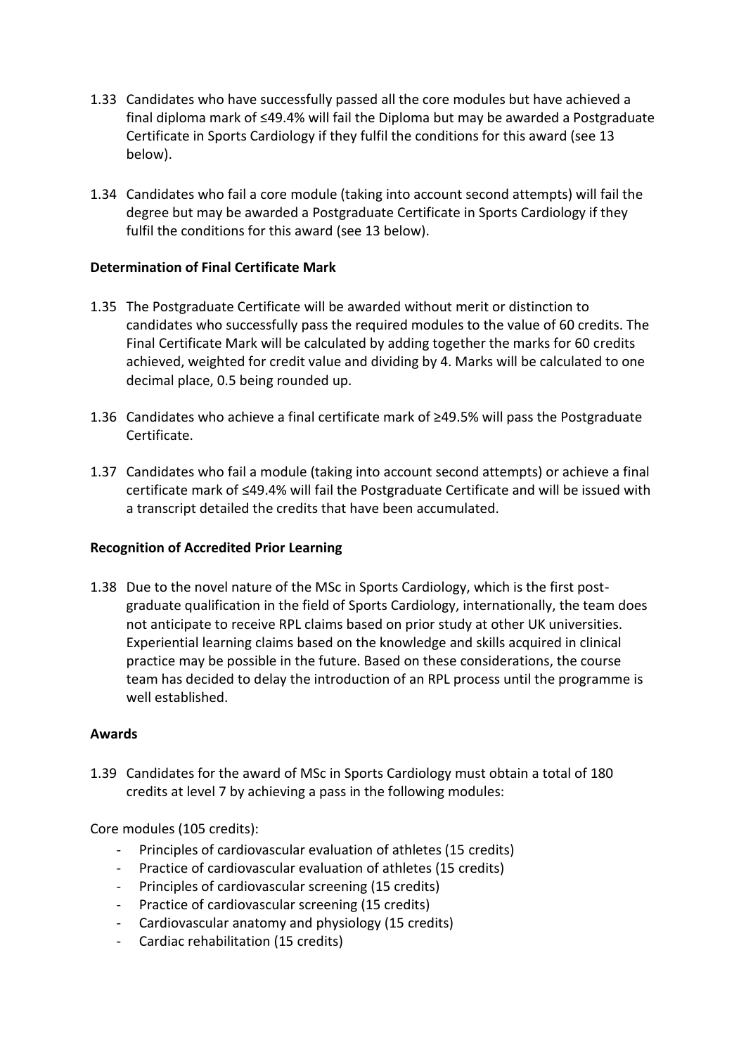1.33 Candidates who have successfully passed all the core modules but have achieved a final diploma mark of ≤49.4% will fail the Diploma but may be awarded a Postgraduate Certificate in Sports Cardiology if they fulfil the conditions for this award (see 13 below).

1.34 Candidates who fail a core module (taking into account second attempts) will fail the degree but may be awarded a Postgraduate Certificate in Sports Cardiology if they fulfil the conditions for this award (see 13 below).

**Determination of Final Certificate Mark**

1.35 The Postgraduate Certificate will be awarded without merit or distinction to candidates who successfully pass the required modules to the value of 60 credits. The Final Certificate Mark will be calculated by adding together the marks for 60 credits achieved, weighted for credit value and dividing by 4. Marks will be calculated to one decimal place, 0.5 being rounded up.

1.36 Candidates who achieve a final certificate mark of ≥49.5% will pass the Postgraduate Certificate.

1.37 Candidates who fail a module (taking into account second attempts) or achieve a final certificate mark of ≤49.4% will fail the Postgraduate Certificate and will be issued with a transcript detailed the credits that have been accumulated.

**Recognition of Accredited Prior Learning**

1.38 Due to the novel nature of the MSc in Sports Cardiology, which is the first post-graduate qualification in the field of Sports Cardiology, internationally, the team does not anticipate to receive RPL claims based on prior study at other UK universities. Experiential learning claims based on the knowledge and skills acquired in clinical practice may be possible in the future. Based on these considerations, the course team has decided to delay the introduction of an RPL process until the programme is well established.

**Awards**

1.39 Candidates for the award of MSc in Sports Cardiology must obtain a total of 180 credits at level 7 by achieving a pass in the following modules:

Core modules (105 credits):

- Principles of cardiovascular evaluation of athletes (15 credits)
- Practice of cardiovascular evaluation of athletes (15 credits)
- Principles of cardiovascular screening (15 credits)
- Practice of cardiovascular screening (15 credits)
- Cardiovascular anatomy and physiology (15 credits)
- Cardiac rehabilitation (15 credits)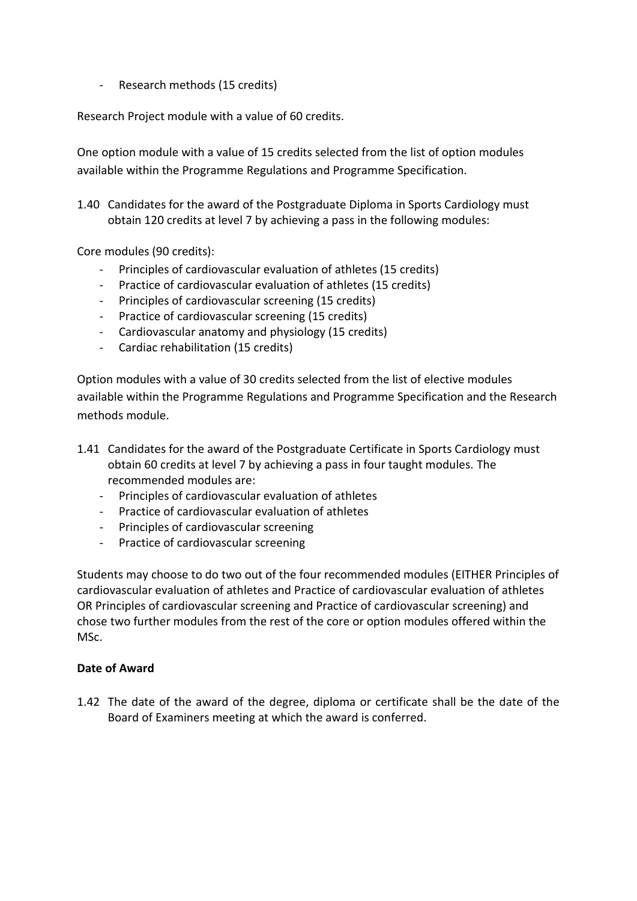- Research methods (15 credits)

Research Project module with a value of 60 credits.

One option module with a value of 15 credits selected from the list of option modules available within the Programme Regulations and Programme Specification.

1.40 Candidates for the award of the Postgraduate Diploma in Sports Cardiology must obtain 120 credits at level 7 by achieving a pass in the following modules:

Core modules (90 credits):

- Principles of cardiovascular evaluation of athletes (15 credits)
- Practice of cardiovascular evaluation of athletes (15 credits)
- Principles of cardiovascular screening (15 credits)
- Practice of cardiovascular screening (15 credits)
- Cardiovascular anatomy and physiology (15 credits)
- Cardiac rehabilitation (15 credits)

Option modules with a value of 30 credits selected from the list of elective modules available within the Programme Regulations and Programme Specification and the Research methods module.

1.41 Candidates for the award of the Postgraduate Certificate in Sports Cardiology must obtain 60 credits at level 7 by achieving a pass in four taught modules. The recommended modules are:

- Principles of cardiovascular evaluation of athletes
- Practice of cardiovascular evaluation of athletes
- Principles of cardiovascular screening
- Practice of cardiovascular screening

Students may choose to do two out of the four recommended modules (EITHER Principles of cardiovascular evaluation of athletes and Practice of cardiovascular evaluation of athletes OR Principles of cardiovascular screening and Practice of cardiovascular screening) and chose two further modules from the rest of the core or option modules offered within the MSc.

**Date of Award**

1.42 The date of the award of the degree, diploma or certificate shall be the date of the Board of Examiners meeting at which the award is conferred.